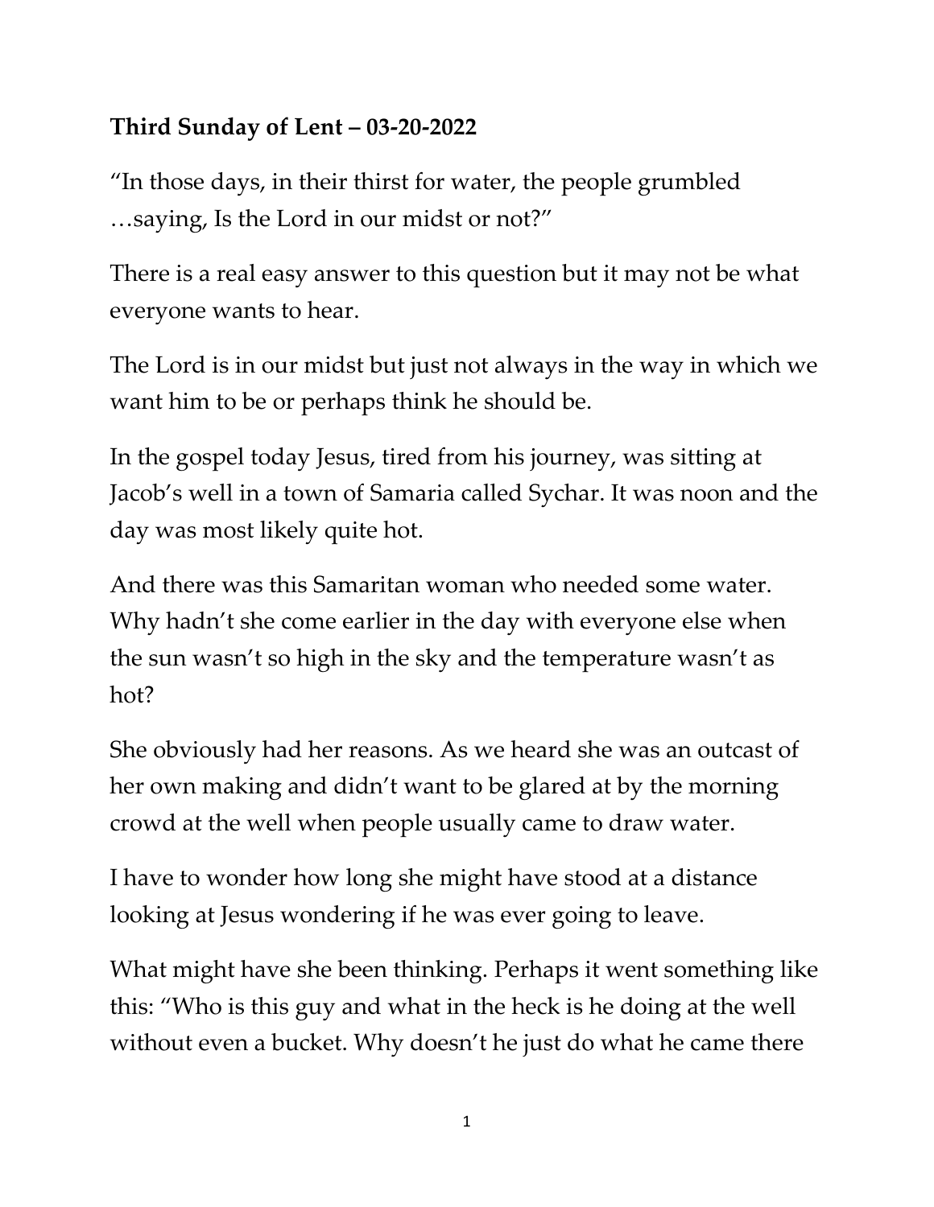**Third Sunday of Lent – 03-20-2022**

"In those days, in their thirst for water, the people grumbled …saying, Is the Lord in our midst or not?"

There is a real easy answer to this question but it may not be what everyone wants to hear.

The Lord is in our midst but just not always in the way in which we want him to be or perhaps think he should be.

In the gospel today Jesus, tired from his journey, was sitting at Jacob's well in a town of Samaria called Sychar. It was noon and the day was most likely quite hot.

And there was this Samaritan woman who needed some water. Why hadn't she come earlier in the day with everyone else when the sun wasn't so high in the sky and the temperature wasn't as hot?

She obviously had her reasons. As we heard she was an outcast of her own making and didn't want to be glared at by the morning crowd at the well when people usually came to draw water.

I have to wonder how long she might have stood at a distance looking at Jesus wondering if he was ever going to leave.

What might have she been thinking. Perhaps it went something like this: "Who is this guy and what in the heck is he doing at the well without even a bucket. Why doesn't he just do what he came there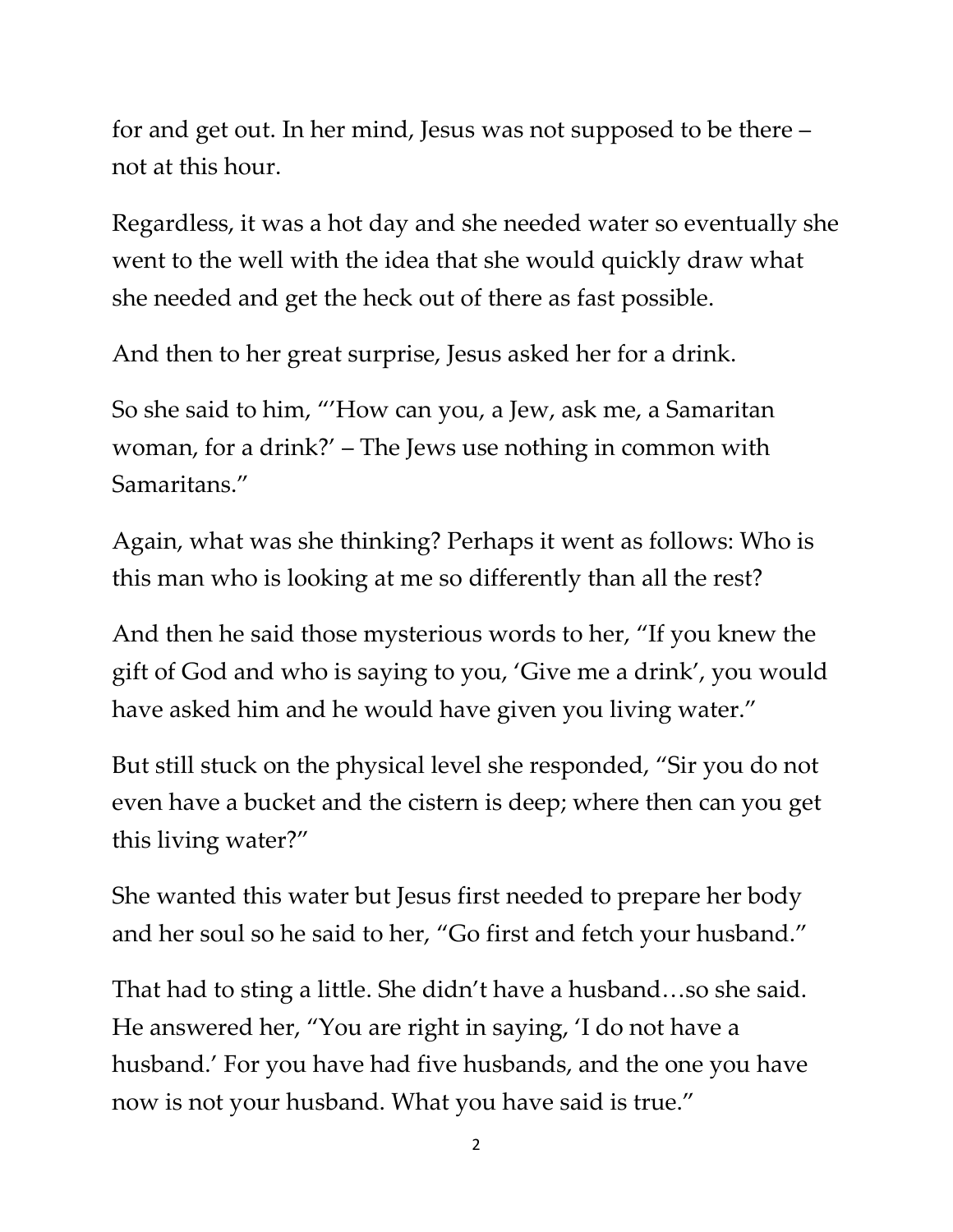for and get out. In her mind, Jesus was not supposed to be there – not at this hour.

Regardless, it was a hot day and she needed water so eventually she went to the well with the idea that she would quickly draw what she needed and get the heck out of there as fast possible.

And then to her great surprise, Jesus asked her for a drink.

So she said to him, "'How can you, a Jew, ask me, a Samaritan woman, for a drink?' – The Jews use nothing in common with Samaritans."

Again, what was she thinking? Perhaps it went as follows: Who is this man who is looking at me so differently than all the rest?

And then he said those mysterious words to her, "If you knew the gift of God and who is saying to you, 'Give me a drink', you would have asked him and he would have given you living water."

But still stuck on the physical level she responded, "Sir you do not even have a bucket and the cistern is deep; where then can you get this living water?"

She wanted this water but Jesus first needed to prepare her body and her soul so he said to her, "Go first and fetch your husband."

That had to sting a little. She didn't have a husband…so she said. He answered her, "You are right in saying, 'I do not have a husband.' For you have had five husbands, and the one you have now is not your husband. What you have said is true."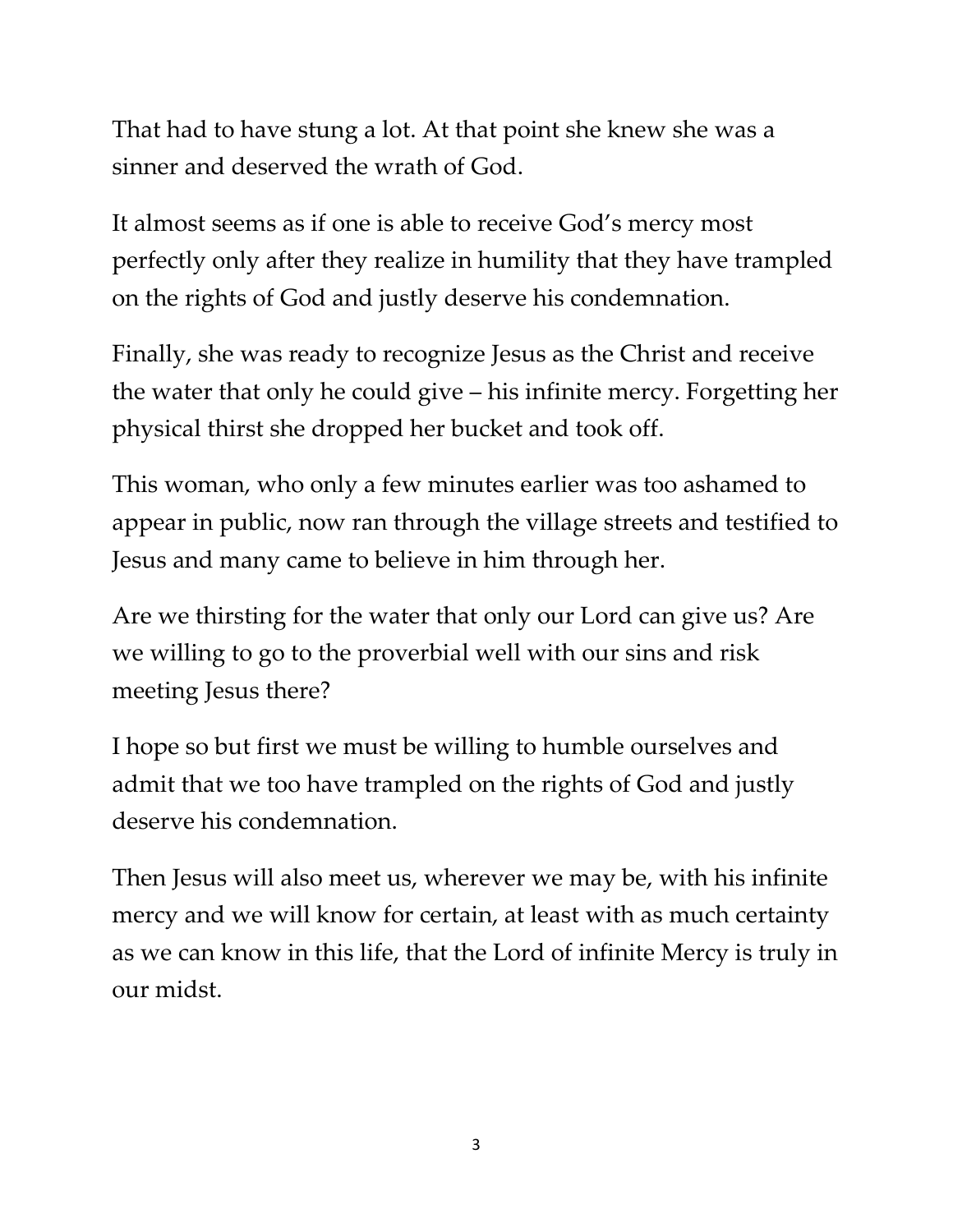That had to have stung a lot. At that point she knew she was a sinner and deserved the wrath of God.

It almost seems as if one is able to receive God's mercy most perfectly only after they realize in humility that they have trampled on the rights of God and justly deserve his condemnation.

Finally, she was ready to recognize Jesus as the Christ and receive the water that only he could give – his infinite mercy. Forgetting her physical thirst she dropped her bucket and took off.

This woman, who only a few minutes earlier was too ashamed to appear in public, now ran through the village streets and testified to Jesus and many came to believe in him through her.

Are we thirsting for the water that only our Lord can give us? Are we willing to go to the proverbial well with our sins and risk meeting Jesus there?

I hope so but first we must be willing to humble ourselves and admit that we too have trampled on the rights of God and justly deserve his condemnation.

Then Jesus will also meet us, wherever we may be, with his infinite mercy and we will know for certain, at least with as much certainty as we can know in this life, that the Lord of infinite Mercy is truly in our midst.